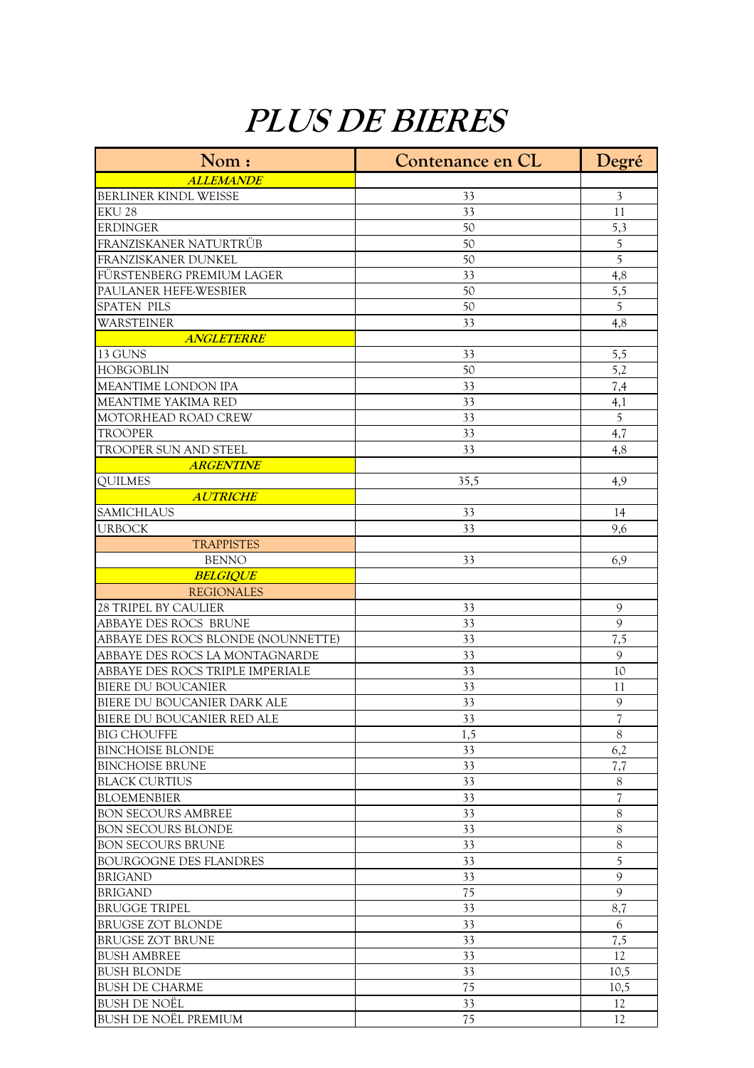# PLUS DE BIERES

| Nom : | Contenance en CL | Degré |
|---|---|---|
| ***ALLEMANDE*** | | |
| BERLINER KINDL WEISSE | 33 | 3 |
| EKU 28 | 33 | 11 |
| ERDINGER | 50 | 5,3 |
| FRANZISKANER NATURTRÜB | 50 | 5 |
| FRANZISKANER DUNKEL | 50 | 5 |
| FÜRSTENBERG PREMIUM LAGER | 33 | 4,8 |
| PAULANER HEFE-WESBIER | 50 | 5,5 |
| SPATEN PILS | 50 | 5 |
| WARSTEINER | 33 | 4,8 |
| ***ANGLETERRE*** | | |
| 13 GUNS | 33 | 5,5 |
| HOBGOBLIN | 50 | 5,2 |
| MEANTIME LONDON IPA | 33 | 7,4 |
| MEANTIME YAKIMA RED | 33 | 4,1 |
| MOTORHEAD ROAD CREW | 33 | 5 |
| TROOPER | 33 | 4,7 |
| TROOPER SUN AND STEEL | 33 | 4,8 |
| ***ARGENTINE*** | | |
| QUILMES | 35,5 | 4,9 |
| ***AUTRICHE*** | | |
| SAMICHLAUS | 33 | 14 |
| URBOCK | 33 | 9,6 |
| TRAPPISTES | | |
| BENNO | 33 | 6,9 |
| ***BELGIQUE*** | | |
| REGIONALES | | |
| 28 TRIPEL BY CAULIER | 33 | 9 |
| ABBAYE DES ROCS BRUNE | 33 | 9 |
| ABBAYE DES ROCS BLONDE (NOUNNETTE) | 33 | 7,5 |
| ABBAYE DES ROCS LA MONTAGNARDE | 33 | 9 |
| ABBAYE DES ROCS TRIPLE IMPERIALE | 33 | 10 |
| BIERE DU BOUCANIER | 33 | 11 |
| BIERE DU BOUCANIER DARK ALE | 33 | 9 |
| BIERE DU BOUCANIER RED ALE | 33 | 7 |
| BIG CHOUFFE | 1,5 | 8 |
| BINCHOISE BLONDE | 33 | 6,2 |
| BINCHOISE BRUNE | 33 | 7,7 |
| BLACK CURTIUS | 33 | 8 |
| BLOEMENBIER | 33 | 7 |
| BON SECOURS AMBREE | 33 | 8 |
| BON SECOURS BLONDE | 33 | 8 |
| BON SECOURS BRUNE | 33 | 8 |
| BOURGOGNE DES FLANDRES | 33 | 5 |
| BRIGAND | 33 | 9 |
| BRIGAND | 75 | 9 |
| BRUGGE TRIPEL | 33 | 8,7 |
| BRUGSE ZOT BLONDE | 33 | 6 |
| BRUGSE ZOT BRUNE | 33 | 7,5 |
| BUSH AMBREE | 33 | 12 |
| BUSH BLONDE | 33 | 10,5 |
| BUSH DE CHARME | 75 | 10,5 |
| BUSH DE NOËL | 33 | 12 |
| BUSH DE NOËL PREMIUM | 75 | 12 |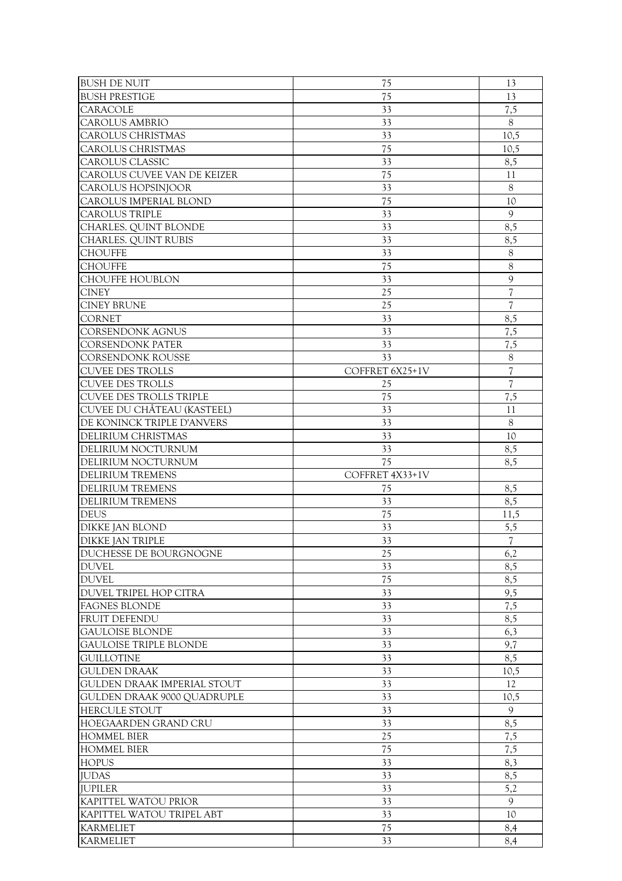| BUSH DE NUIT | 75 | 13 |
|---|---|---|
| BUSH PRESTIGE | 75 | 13 |
| CARACOLE | 33 | 7,5 |
| CAROLUS AMBRIO | 33 | 8 |
| CAROLUS CHRISTMAS | 33 | 10,5 |
| CAROLUS CHRISTMAS | 75 | 10,5 |
| CAROLUS CLASSIC | 33 | 8,5 |
| CAROLUS CUVEE VAN DE KEIZER | 75 | 11 |
| CAROLUS HOPSINJOOR | 33 | 8 |
| CAROLUS IMPERIAL BLOND | 75 | 10 |
| CAROLUS TRIPLE | 33 | 9 |
| CHARLES. QUINT BLONDE | 33 | 8,5 |
| CHARLES. QUINT RUBIS | 33 | 8,5 |
| CHOUFFE | 33 | 8 |
| CHOUFFE | 75 | 8 |
| CHOUFFE HOUBLON | 33 | 9 |
| CINEY | 25 | 7 |
| CINEY BRUNE | 25 | 7 |
| CORNET | 33 | 8,5 |
| CORSENDONK AGNUS | 33 | 7,5 |
| CORSENDONK PATER | 33 | 7,5 |
| CORSENDONK ROUSSE | 33 | 8 |
| CUVEE DES TROLLS | COFFRET 6X25+1V | 7 |
| CUVEE DES TROLLS | 25 | 7 |
| CUVEE DES TROLLS TRIPLE | 75 | 7,5 |
| CUVEE DU CHÂTEAU (KASTEEL) | 33 | 11 |
| DE KONINCK TRIPLE D'ANVERS | 33 | 8 |
| DELIRIUM CHRISTMAS | 33 | 10 |
| DELIRIUM NOCTURNUM | 33 | 8,5 |
| DELIRIUM NOCTURNUM | 75 | 8,5 |
| DELIRIUM TREMENS | COFFRET 4X33+1V | |
| DELIRIUM TREMENS | 75 | 8,5 |
| DELIRIUM TREMENS | 33 | 8,5 |
| DEUS | 75 | 11,5 |
| DIKKE JAN BLOND | 33 | 5,5 |
| DIKKE JAN TRIPLE | 33 | 7 |
| DUCHESSE DE BOURGNOGNE | 25 | 6,2 |
| DUVEL | 33 | 8,5 |
| DUVEL | 75 | 8,5 |
| DUVEL TRIPEL HOP CITRA | 33 | 9,5 |
| FAGNES BLONDE | 33 | 7,5 |
| FRUIT DEFENDU | 33 | 8,5 |
| GAULOISE BLONDE | 33 | 6,3 |
| GAULOISE TRIPLE BLONDE | 33 | 9,7 |
| GUILLOTINE | 33 | 8,5 |
| GULDEN DRAAK | 33 | 10,5 |
| GULDEN DRAAK IMPERIAL STOUT | 33 | 12 |
| GULDEN DRAAK 9000 QUADRUPLE | 33 | 10,5 |
| HERCULE STOUT | 33 | 9 |
| HOEGAARDEN GRAND CRU | 33 | 8,5 |
| HOMMEL BIER | 25 | 7,5 |
| HOMMEL BIER | 75 | 7,5 |
| HOPUS | 33 | 8,3 |
| JUDAS | 33 | 8,5 |
| JUPILER | 33 | 5,2 |
| KAPITTEL WATOU PRIOR | 33 | 9 |
| KAPITTEL WATOU TRIPEL ABT | 33 | 10 |
| KARMELIET | 75 | 8,4 |
| KARMELIET | 33 | 8,4 |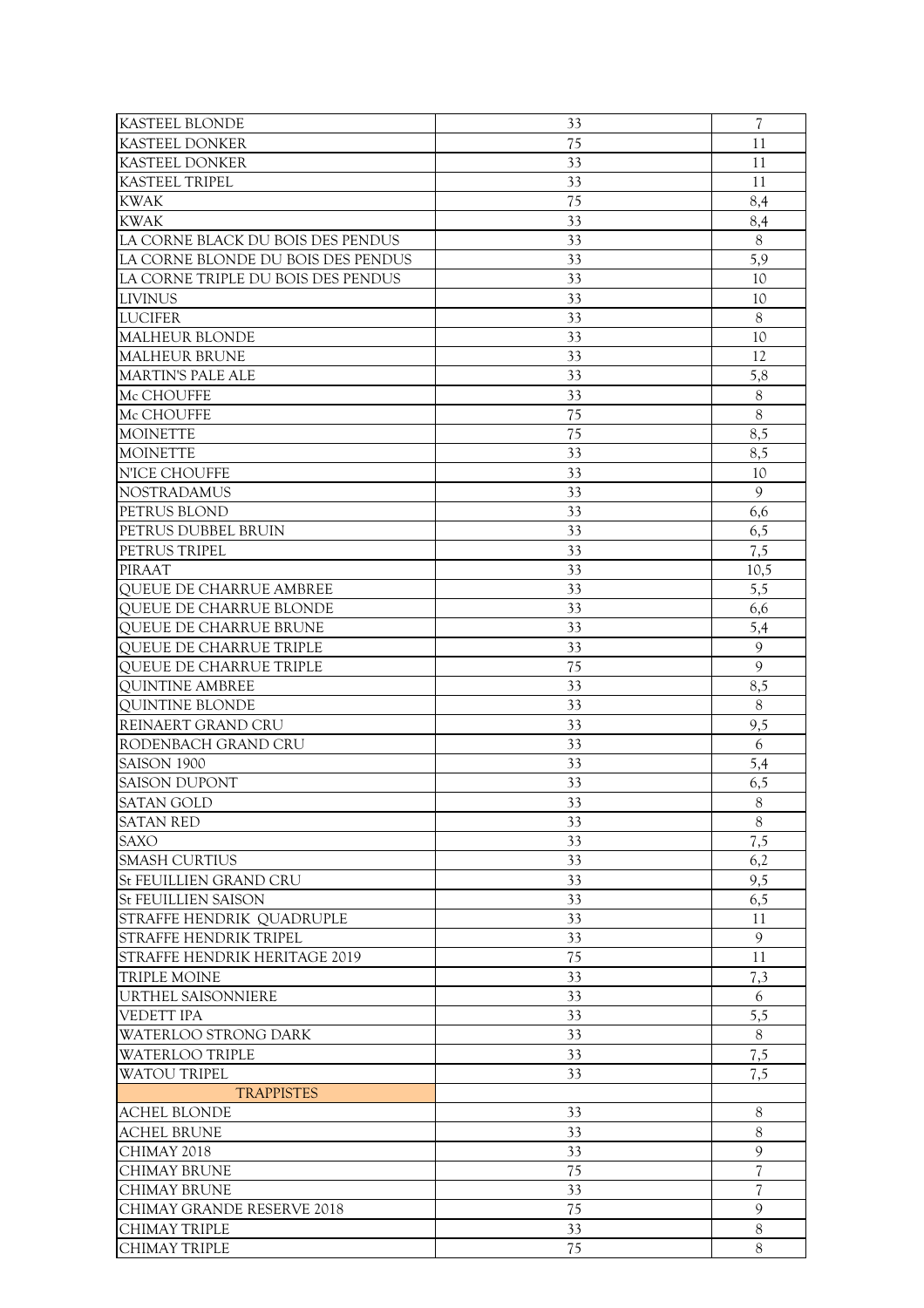| KASTEEL BLONDE | 33 | 7 |
|---|---|---|
| KASTEEL DONKER | 75 | 11 |
| KASTEEL DONKER | 33 | 11 |
| KASTEEL TRIPEL | 33 | 11 |
| KWAK | 75 | 8,4 |
| KWAK | 33 | 8,4 |
| LA CORNE BLACK DU BOIS DES PENDUS | 33 | 8 |
| LA CORNE BLONDE DU BOIS DES PENDUS | 33 | 5,9 |
| LA CORNE TRIPLE DU BOIS DES PENDUS | 33 | 10 |
| LIVINUS | 33 | 10 |
| LUCIFER | 33 | 8 |
| MALHEUR BLONDE | 33 | 10 |
| MALHEUR BRUNE | 33 | 12 |
| MARTIN'S PALE ALE | 33 | 5,8 |
| Mc CHOUFFE | 33 | 8 |
| Mc CHOUFFE | 75 | 8 |
| MOINETTE | 75 | 8,5 |
| MOINETTE | 33 | 8,5 |
| N'ICE CHOUFFE | 33 | 10 |
| NOSTRADAMUS | 33 | 9 |
| PETRUS BLOND | 33 | 6,6 |
| PETRUS DUBBEL BRUIN | 33 | 6,5 |
| PETRUS TRIPEL | 33 | 7,5 |
| PIRAAT | 33 | 10,5 |
| QUEUE DE CHARRUE AMBREE | 33 | 5,5 |
| QUEUE DE CHARRUE BLONDE | 33 | 6,6 |
| QUEUE DE CHARRUE BRUNE | 33 | 5,4 |
| QUEUE DE CHARRUE TRIPLE | 33 | 9 |
| QUEUE DE CHARRUE TRIPLE | 75 | 9 |
| QUINTINE AMBREE | 33 | 8,5 |
| QUINTINE BLONDE | 33 | 8 |
| REINAERT GRAND CRU | 33 | 9,5 |
| RODENBACH GRAND CRU | 33 | 6 |
| SAISON 1900 | 33 | 5,4 |
| SAISON DUPONT | 33 | 6,5 |
| SATAN GOLD | 33 | 8 |
| SATAN RED | 33 | 8 |
| SAXO | 33 | 7,5 |
| SMASH CURTIUS | 33 | 6,2 |
| St FEUILLIEN GRAND CRU | 33 | 9,5 |
| St FEUILLIEN SAISON | 33 | 6,5 |
| STRAFFE HENDRIK QUADRUPLE | 33 | 11 |
| STRAFFE HENDRIK TRIPEL | 33 | 9 |
| STRAFFE HENDRIK HERITAGE 2019 | 75 | 11 |
| TRIPLE MOINE | 33 | 7,3 |
| URTHEL SAISONNIERE | 33 | 6 |
| VEDETT IPA | 33 | 5,5 |
| WATERLOO STRONG DARK | 33 | 8 |
| WATERLOO TRIPLE | 33 | 7,5 |
| WATOU TRIPEL | 33 | 7,5 |
| TRAPPISTES | | |
| ACHEL BLONDE | 33 | 8 |
| ACHEL BRUNE | 33 | 8 |
| CHIMAY 2018 | 33 | 9 |
| CHIMAY BRUNE | 75 | 7 |
| CHIMAY BRUNE | 33 | 7 |
| CHIMAY GRANDE RESERVE 2018 | 75 | 9 |
| CHIMAY TRIPLE | 33 | 8 |
| CHIMAY TRIPLE | 75 | 8 |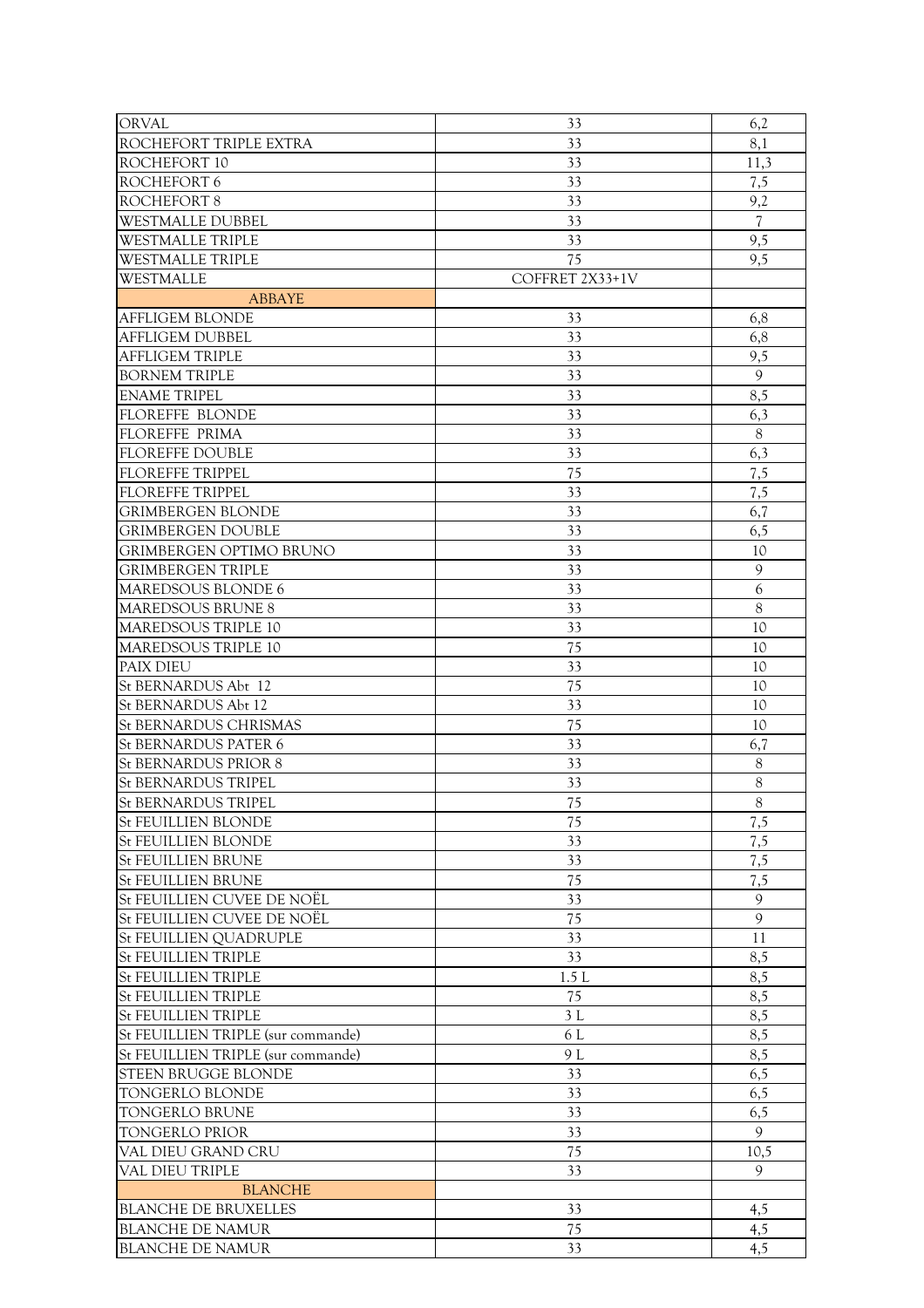| | | |
|---|---|---|
| ORVAL | 33 | 6,2 |
| ROCHEFORT TRIPLE EXTRA | 33 | 8,1 |
| ROCHEFORT 10 | 33 | 11,3 |
| ROCHEFORT 6 | 33 | 7,5 |
| ROCHEFORT 8 | 33 | 9,2 |
| WESTMALLE DUBBEL | 33 | 7 |
| WESTMALLE TRIPLE | 33 | 9,5 |
| WESTMALLE TRIPLE | 75 | 9,5 |
| WESTMALLE | COFFRET 2X33+1V | |
| ABBAYE | | |
| AFFLIGEM BLONDE | 33 | 6,8 |
| AFFLIGEM DUBBEL | 33 | 6,8 |
| AFFLIGEM TRIPLE | 33 | 9,5 |
| BORNEM TRIPLE | 33 | 9 |
| ENAME TRIPEL | 33 | 8,5 |
| FLOREFFE BLONDE | 33 | 6,3 |
| FLOREFFE PRIMA | 33 | 8 |
| FLOREFFE DOUBLE | 33 | 6,3 |
| FLOREFFE TRIPPEL | 75 | 7,5 |
| FLOREFFE TRIPPEL | 33 | 7,5 |
| GRIMBERGEN BLONDE | 33 | 6,7 |
| GRIMBERGEN DOUBLE | 33 | 6,5 |
| GRIMBERGEN OPTIMO BRUNO | 33 | 10 |
| GRIMBERGEN TRIPLE | 33 | 9 |
| MAREDSOUS BLONDE 6 | 33 | 6 |
| MAREDSOUS BRUNE 8 | 33 | 8 |
| MAREDSOUS TRIPLE 10 | 33 | 10 |
| MAREDSOUS TRIPLE 10 | 75 | 10 |
| PAIX DIEU | 33 | 10 |
| St BERNARDUS Abt 12 | 75 | 10 |
| St BERNARDUS Abt 12 | 33 | 10 |
| St BERNARDUS CHRISMAS | 75 | 10 |
| St BERNARDUS PATER 6 | 33 | 6,7 |
| St BERNARDUS PRIOR 8 | 33 | 8 |
| St BERNARDUS TRIPEL | 33 | 8 |
| St BERNARDUS TRIPEL | 75 | 8 |
| St FEUILLIEN BLONDE | 75 | 7,5 |
| St FEUILLIEN BLONDE | 33 | 7,5 |
| St FEUILLIEN BRUNE | 33 | 7,5 |
| St FEUILLIEN BRUNE | 75 | 7,5 |
| St FEUILLIEN CUVEE DE NOËL | 33 | 9 |
| St FEUILLIEN CUVEE DE NOËL | 75 | 9 |
| St FEUILLIEN QUADRUPLE | 33 | 11 |
| St FEUILLIEN TRIPLE | 33 | 8,5 |
| St FEUILLIEN TRIPLE | 1.5 L | 8,5 |
| St FEUILLIEN TRIPLE | 75 | 8,5 |
| St FEUILLIEN TRIPLE | 3 L | 8,5 |
| St FEUILLIEN TRIPLE (sur commande) | 6 L | 8,5 |
| St FEUILLIEN TRIPLE (sur commande) | 9 L | 8,5 |
| STEEN BRUGGE BLONDE | 33 | 6,5 |
| TONGERLO BLONDE | 33 | 6,5 |
| TONGERLO BRUNE | 33 | 6,5 |
| TONGERLO PRIOR | 33 | 9 |
| VAL DIEU GRAND CRU | 75 | 10,5 |
| VAL DIEU TRIPLE | 33 | 9 |
| BLANCHE | | |
| BLANCHE DE BRUXELLES | 33 | 4,5 |
| BLANCHE DE NAMUR | 75 | 4,5 |
| BLANCHE DE NAMUR | 33 | 4,5 |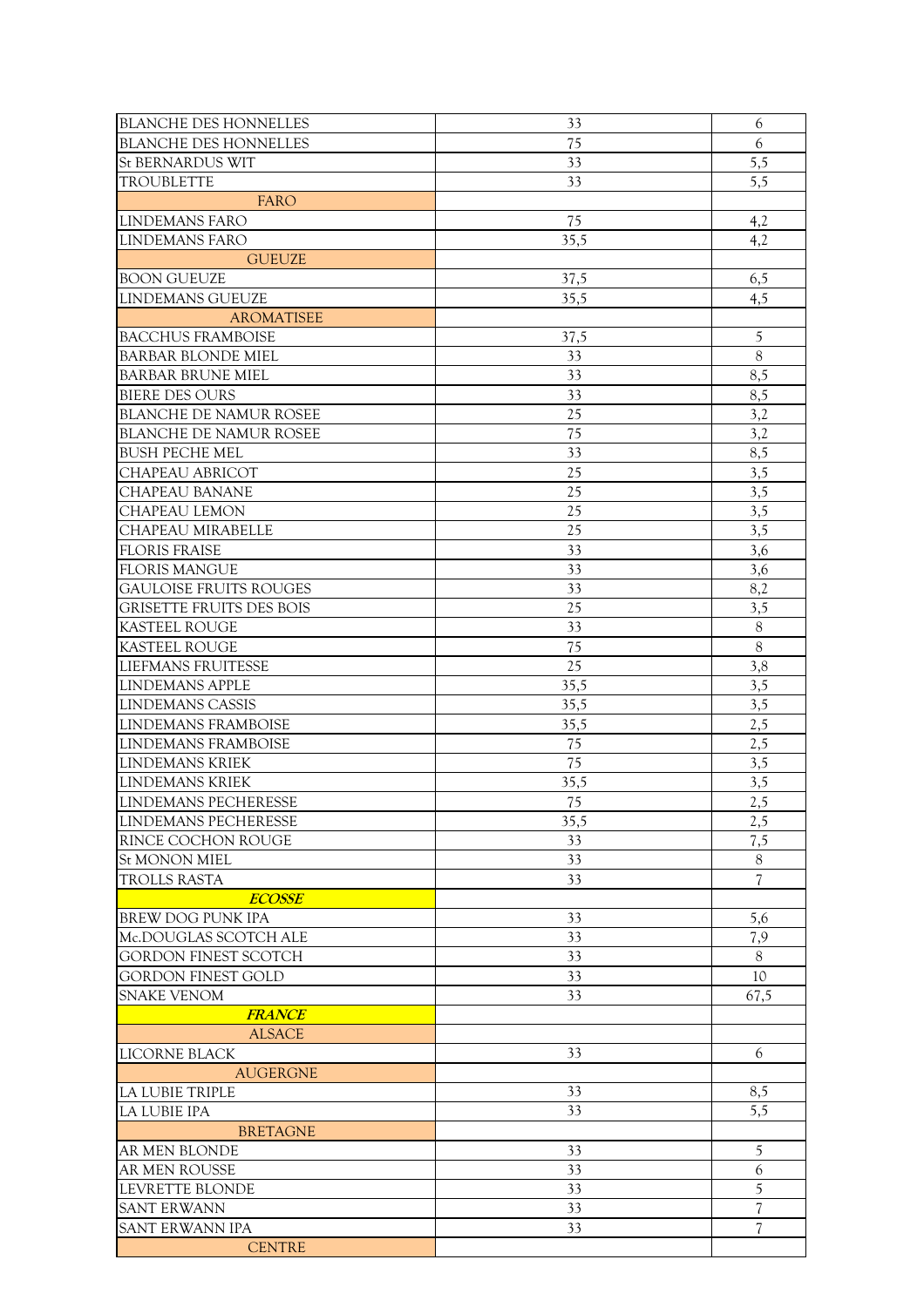| | | |
|---|---|---|
| BLANCHE DES HONNELLES | 33 | 6 |
| BLANCHE DES HONNELLES | 75 | 6 |
| St BERNARDUS WIT | 33 | 5,5 |
| TROUBLETTE | 33 | 5,5 |
| FARO | | |
| LINDEMANS FARO | 75 | 4,2 |
| LINDEMANS FARO | 35,5 | 4,2 |
| GUEUZE | | |
| BOON GUEUZE | 37,5 | 6,5 |
| LINDEMANS GUEUZE | 35,5 | 4,5 |
| AROMATISEE | | |
| BACCHUS FRAMBOISE | 37,5 | 5 |
| BARBAR BLONDE MIEL | 33 | 8 |
| BARBAR BRUNE MIEL | 33 | 8,5 |
| BIERE DES OURS | 33 | 8,5 |
| BLANCHE DE NAMUR ROSEE | 25 | 3,2 |
| BLANCHE DE NAMUR ROSEE | 75 | 3,2 |
| BUSH PECHE MEL | 33 | 8,5 |
| CHAPEAU ABRICOT | 25 | 3,5 |
| CHAPEAU BANANE | 25 | 3,5 |
| CHAPEAU LEMON | 25 | 3,5 |
| CHAPEAU MIRABELLE | 25 | 3,5 |
| FLORIS FRAISE | 33 | 3,6 |
| FLORIS MANGUE | 33 | 3,6 |
| GAULOISE FRUITS ROUGES | 33 | 8,2 |
| GRISETTE FRUITS DES BOIS | 25 | 3,5 |
| KASTEEL ROUGE | 33 | 8 |
| KASTEEL ROUGE | 75 | 8 |
| LIEFMANS FRUITESSE | 25 | 3,8 |
| LINDEMANS APPLE | 35,5 | 3,5 |
| LINDEMANS CASSIS | 35,5 | 3,5 |
| LINDEMANS FRAMBOISE | 35,5 | 2,5 |
| LINDEMANS FRAMBOISE | 75 | 2,5 |
| LINDEMANS KRIEK | 75 | 3,5 |
| LINDEMANS KRIEK | 35,5 | 3,5 |
| LINDEMANS PECHERESSE | 75 | 2,5 |
| LINDEMANS PECHERESSE | 35,5 | 2,5 |
| RINCE COCHON ROUGE | 33 | 7,5 |
| St MONON MIEL | 33 | 8 |
| TROLLS RASTA | 33 | 7 |
| ***ECOSSE*** | | |
| BREW DOG PUNK IPA | 33 | 5,6 |
| Mc.DOUGLAS SCOTCH ALE | 33 | 7,9 |
| GORDON FINEST SCOTCH | 33 | 8 |
| GORDON FINEST GOLD | 33 | 10 |
| SNAKE VENOM | 33 | 67,5 |
| ***FRANCE*** | | |
| ALSACE | | |
| LICORNE BLACK | 33 | 6 |
| AUGERGNE | | |
| LA LUBIE TRIPLE | 33 | 8,5 |
| LA LUBIE IPA | 33 | 5,5 |
| BRETAGNE | | |
| AR MEN BLONDE | 33 | 5 |
| AR MEN ROUSSE | 33 | 6 |
| LEVRETTE BLONDE | 33 | 5 |
| SANT ERWANN | 33 | 7 |
| SANT ERWANN IPA | 33 | 7 |
| CENTRE | | |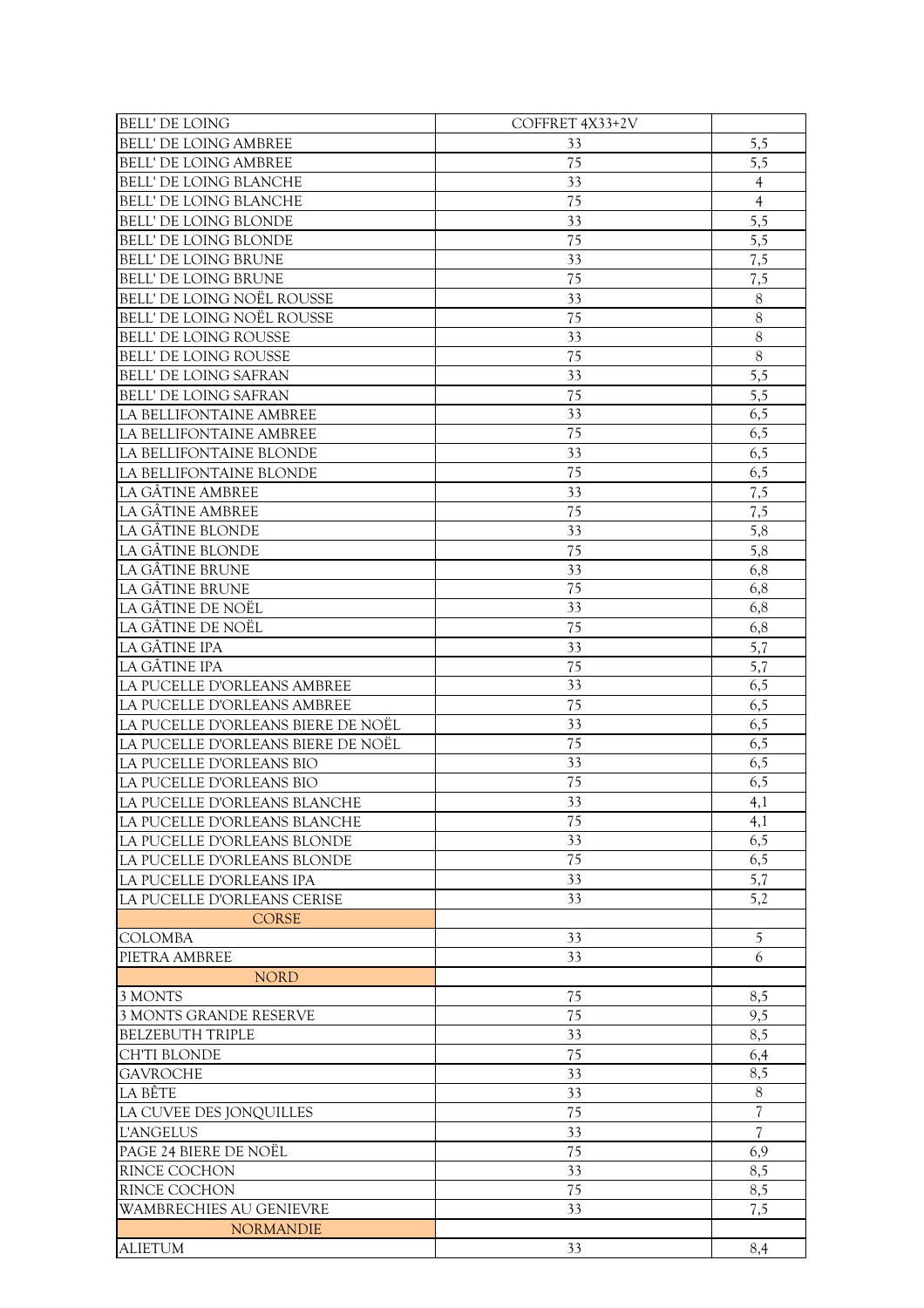| BELL' DE LOING | COFFRET 4X33+2V | |
|---|---|---|
| BELL' DE LOING AMBREE | 33 | 5,5 |
| BELL' DE LOING AMBREE | 75 | 5,5 |
| BELL' DE LOING BLANCHE | 33 | 4 |
| BELL' DE LOING BLANCHE | 75 | 4 |
| BELL' DE LOING BLONDE | 33 | 5,5 |
| BELL' DE LOING BLONDE | 75 | 5,5 |
| BELL' DE LOING BRUNE | 33 | 7,5 |
| BELL' DE LOING BRUNE | 75 | 7,5 |
| BELL' DE LOING NOËL ROUSSE | 33 | 8 |
| BELL' DE LOING NOËL ROUSSE | 75 | 8 |
| BELL' DE LOING ROUSSE | 33 | 8 |
| BELL' DE LOING ROUSSE | 75 | 8 |
| BELL' DE LOING SAFRAN | 33 | 5,5 |
| BELL' DE LOING SAFRAN | 75 | 5,5 |
| LA BELLIFONTAINE AMBREE | 33 | 6,5 |
| LA BELLIFONTAINE AMBREE | 75 | 6,5 |
| LA BELLIFONTAINE BLONDE | 33 | 6,5 |
| LA BELLIFONTAINE BLONDE | 75 | 6,5 |
| LA GÂTINE AMBREE | 33 | 7,5 |
| LA GÂTINE AMBREE | 75 | 7,5 |
| LA GÂTINE BLONDE | 33 | 5,8 |
| LA GÂTINE BLONDE | 75 | 5,8 |
| LA GÂTINE BRUNE | 33 | 6,8 |
| LA GÂTINE BRUNE | 75 | 6,8 |
| LA GÂTINE DE NOËL | 33 | 6,8 |
| LA GÂTINE DE NOËL | 75 | 6,8 |
| LA GÂTINE IPA | 33 | 5,7 |
| LA GÂTINE IPA | 75 | 5,7 |
| LA PUCELLE D'ORLEANS AMBREE | 33 | 6,5 |
| LA PUCELLE D'ORLEANS AMBREE | 75 | 6,5 |
| LA PUCELLE D'ORLEANS BIERE DE NOËL | 33 | 6,5 |
| LA PUCELLE D'ORLEANS BIERE DE NOËL | 75 | 6,5 |
| LA PUCELLE D'ORLEANS BIO | 33 | 6,5 |
| LA PUCELLE D'ORLEANS BIO | 75 | 6,5 |
| LA PUCELLE D'ORLEANS BLANCHE | 33 | 4,1 |
| LA PUCELLE D'ORLEANS BLANCHE | 75 | 4,1 |
| LA PUCELLE D'ORLEANS BLONDE | 33 | 6,5 |
| LA PUCELLE D'ORLEANS BLONDE | 75 | 6,5 |
| LA PUCELLE D'ORLEANS IPA | 33 | 5,7 |
| LA PUCELLE D'ORLEANS CERISE | 33 | 5,2 |
| CORSE | | |
| COLOMBA | 33 | 5 |
| PIETRA AMBREE | 33 | 6 |
| NORD | | |
| 3 MONTS | 75 | 8,5 |
| 3 MONTS GRANDE RESERVE | 75 | 9,5 |
| BELZEBUTH TRIPLE | 33 | 8,5 |
| CH'TI BLONDE | 75 | 6,4 |
| GAVROCHE | 33 | 8,5 |
| LA BÊTE | 33 | 8 |
| LA CUVEE DES JONQUILLES | 75 | 7 |
| L'ANGELUS | 33 | 7 |
| PAGE 24 BIERE DE NOËL | 75 | 6,9 |
| RINCE COCHON | 33 | 8,5 |
| RINCE COCHON | 75 | 8,5 |
| WAMBRECHIES AU GENIEVRE | 33 | 7,5 |
| NORMANDIE | | |
| ALIETUM | 33 | 8,4 |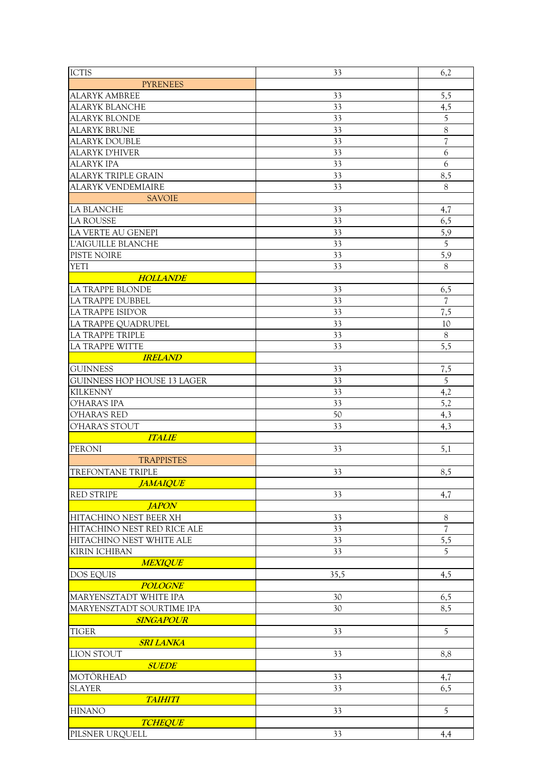| ICTIS | 33 | 6,2 |
|---|---|---|
| PYRENEES | | |
| ALARYK AMBREE | 33 | 5,5 |
| ALARYK BLANCHE | 33 | 4,5 |
| ALARYK BLONDE | 33 | 5 |
| ALARYK BRUNE | 33 | 8 |
| ALARYK DOUBLE | 33 | 7 |
| ALARYK D'HIVER | 33 | 6 |
| ALARYK IPA | 33 | 6 |
| ALARYK TRIPLE GRAIN | 33 | 8,5 |
| ALARYK VENDEMIAIRE | 33 | 8 |
| SAVOIE | | |
| LA BLANCHE | 33 | 4,7 |
| LA ROUSSE | 33 | 6,5 |
| LA VERTE AU GENEPI | 33 | 5,9 |
| L'AIGUILLE BLANCHE | 33 | 5 |
| PISTE NOIRE | 33 | 5,9 |
| YETI | 33 | 8 |
| ***HOLLANDE*** | | |
| LA TRAPPE BLONDE | 33 | 6,5 |
| LA TRAPPE DUBBEL | 33 | 7 |
| LA TRAPPE ISID'OR | 33 | 7,5 |
| LA TRAPPE QUADRUPEL | 33 | 10 |
| LA TRAPPE TRIPLE | 33 | 8 |
| LA TRAPPE WITTE | 33 | 5,5 |
| ***IRELAND*** | | |
| GUINNESS | 33 | 7,5 |
| GUINNESS HOP HOUSE 13 LAGER | 33 | 5 |
| KILKENNY | 33 | 4,2 |
| O'HARA'S IPA | 33 | 5,2 |
| O'HARA'S RED | 50 | 4,3 |
| O'HARA'S STOUT | 33 | 4,3 |
| ***ITALIE*** | | |
| PERONI | 33 | 5,1 |
| TRAPPISTES | | |
| TREFONTANE TRIPLE | 33 | 8,5 |
| ***JAMAIQUE*** | | |
| RED STRIPE | 33 | 4,7 |
| ***JAPON*** | | |
| HITACHINO NEST BEER XH | 33 | 8 |
| HITACHINO NEST RED RICE ALE | 33 | 7 |
| HITACHINO NEST WHITE ALE | 33 | 5,5 |
| KIRIN ICHIBAN | 33 | 5 |
| ***MEXIQUE*** | | |
| DOS EQUIS | 35,5 | 4,5 |
| ***POLOGNE*** | | |
| MARYENSZTADT WHITE IPA | 30 | 6,5 |
| MARYENSZTADT SOURTIME IPA | 30 | 8,5 |
| ***SINGAPOUR*** | | |
| TIGER | 33 | 5 |
| ***SRI LANKA*** | | |
| LION STOUT | 33 | 8,8 |
| ***SUEDE*** | | |
| MOTÖRHEAD | 33 | 4,7 |
| SLAYER | 33 | 6,5 |
| ***TAIHITI*** | | |
| HINANO | 33 | 5 |
| ***TCHEQUE*** | | |
| PILSNER URQUELL | 33 | 4,4 |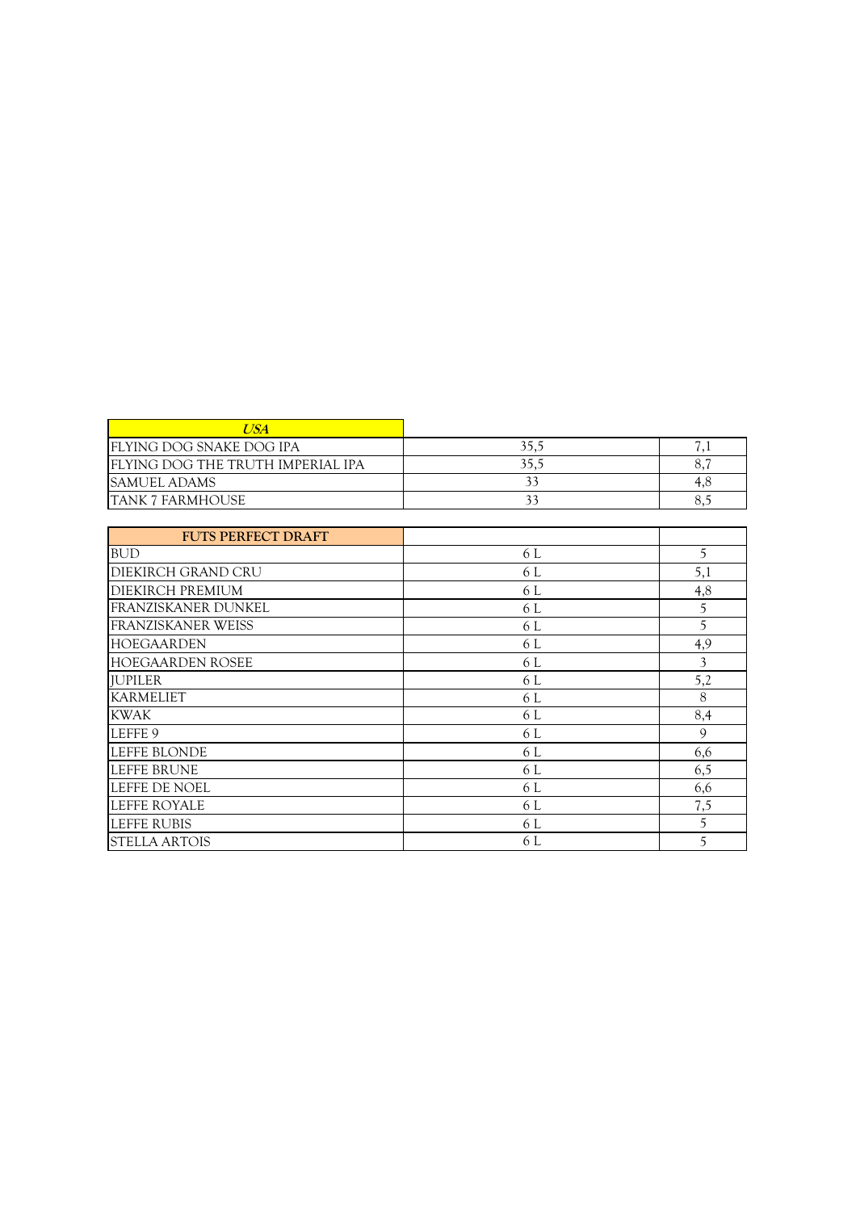| *USA* | | |
|---|---|---|
| FLYING DOG SNAKE DOG IPA | 35,5 | 7,1 |
| FLYING DOG THE TRUTH IMPERIAL IPA | 35,5 | 8,7 |
| SAMUEL ADAMS | 33 | 4,8 |
| TANK 7 FARMHOUSE | 33 | 8,5 |

| FUTS PERFECT DRAFT | | |
|---|---|---|
| BUD | 6 L | 5 |
| DIEKIRCH GRAND CRU | 6 L | 5,1 |
| DIEKIRCH PREMIUM | 6 L | 4,8 |
| FRANZISKANER DUNKEL | 6 L | 5 |
| FRANZISKANER WEISS | 6 L | 5 |
| HOEGAARDEN | 6 L | 4,9 |
| HOEGAARDEN ROSEE | 6 L | 3 |
| JUPILER | 6 L | 5,2 |
| KARMELIET | 6 L | 8 |
| KWAK | 6 L | 8,4 |
| LEFFE 9 | 6 L | 9 |
| LEFFE BLONDE | 6 L | 6,6 |
| LEFFE BRUNE | 6 L | 6,5 |
| LEFFE DE NOEL | 6 L | 6,6 |
| LEFFE ROYALE | 6 L | 7,5 |
| LEFFE RUBIS | 6 L | 5 |
| STELLA ARTOIS | 6 L | 5 |